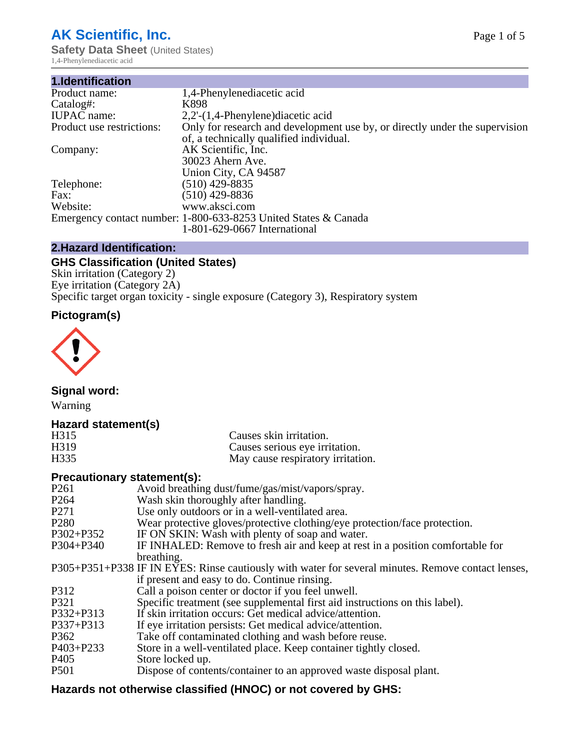# AK Scientific, Inc.

**Safety Data Sheet** (United States)
1,4-Phenylenediacetic acid

## 1.Identification

| | |
|---|---|
| Product name: | 1,4-Phenylenediacetic acid |
| Catalog#: | K898 |
| IUPAC name: | 2,2'-(1,4-Phenylene)diacetic acid |
| Product use restrictions: | Only for research and development use by, or directly under the supervision of, a technically qualified individual. |
| Company: | AK Scientific, Inc.<br>30023 Ahern Ave.<br>Union City, CA 94587 |
| Telephone: | (510) 429-8835 |
| Fax: | (510) 429-8836 |
| Website: | www.aksci.com |
| Emergency contact number: | 1-800-633-8253 United States & Canada<br>1-801-629-0667 International |

## 2.Hazard Identification:

### GHS Classification (United States)

Skin irritation (Category 2)
Eye irritation (Category 2A)
Specific target organ toxicity - single exposure (Category 3), Respiratory system

### Pictogram(s)

### Signal word:

Warning

### Hazard statement(s)

| | |
|---|---|
| H315 | Causes skin irritation. |
| H319 | Causes serious eye irritation. |
| H335 | May cause respiratory irritation. |

### Precautionary statement(s):

| | |
|---|---|
| P261 | Avoid breathing dust/fume/gas/mist/vapors/spray. |
| P264 | Wash skin thoroughly after handling. |
| P271 | Use only outdoors or in a well-ventilated area. |
| P280 | Wear protective gloves/protective clothing/eye protection/face protection. |
| P302+P352 | IF ON SKIN: Wash with plenty of soap and water. |
| P304+P340 | IF INHALED: Remove to fresh air and keep at rest in a position comfortable for breathing. |
| P305+P351+P338 | IF IN EYES: Rinse cautiously with water for several minutes. Remove contact lenses, if present and easy to do. Continue rinsing. |
| P312 | Call a poison center or doctor if you feel unwell. |
| P321 | Specific treatment (see supplemental first aid instructions on this label). |
| P332+P313 | If skin irritation occurs: Get medical advice/attention. |
| P337+P313 | If eye irritation persists: Get medical advice/attention. |
| P362 | Take off contaminated clothing and wash before reuse. |
| P403+P233 | Store in a well-ventilated place. Keep container tightly closed. |
| P405 | Store locked up. |
| P501 | Dispose of contents/container to an approved waste disposal plant. |

### Hazards not otherwise classified (HNOC) or not covered by GHS: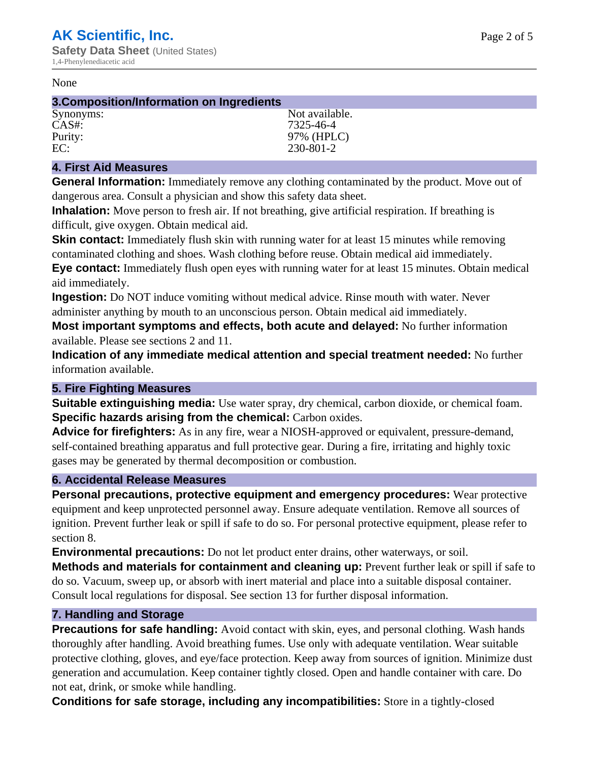None

## 3.Composition/Information on Ingredients

| | |
|---|---|
| Synonyms: | Not available. |
| CAS#: | 7325-46-4 |
| Purity: | 97% (HPLC) |
| EC: | 230-801-2 |

## 4. First Aid Measures

**General Information:** Immediately remove any clothing contaminated by the product. Move out of dangerous area. Consult a physician and show this safety data sheet.

**Inhalation:** Move person to fresh air. If not breathing, give artificial respiration. If breathing is difficult, give oxygen. Obtain medical aid.

**Skin contact:** Immediately flush skin with running water for at least 15 minutes while removing contaminated clothing and shoes. Wash clothing before reuse. Obtain medical aid immediately.

**Eye contact:** Immediately flush open eyes with running water for at least 15 minutes. Obtain medical aid immediately.

**Ingestion:** Do NOT induce vomiting without medical advice. Rinse mouth with water. Never administer anything by mouth to an unconscious person. Obtain medical aid immediately.

**Most important symptoms and effects, both acute and delayed:** No further information available. Please see sections 2 and 11.

**Indication of any immediate medical attention and special treatment needed:** No further information available.

## 5. Fire Fighting Measures

**Suitable extinguishing media:** Use water spray, dry chemical, carbon dioxide, or chemical foam.

**Specific hazards arising from the chemical:** Carbon oxides.

**Advice for firefighters:** As in any fire, wear a NIOSH-approved or equivalent, pressure-demand, self-contained breathing apparatus and full protective gear. During a fire, irritating and highly toxic gases may be generated by thermal decomposition or combustion.

## 6. Accidental Release Measures

**Personal precautions, protective equipment and emergency procedures:** Wear protective equipment and keep unprotected personnel away. Ensure adequate ventilation. Remove all sources of ignition. Prevent further leak or spill if safe to do so. For personal protective equipment, please refer to section 8.

**Environmental precautions:** Do not let product enter drains, other waterways, or soil.

**Methods and materials for containment and cleaning up:** Prevent further leak or spill if safe to do so. Vacuum, sweep up, or absorb with inert material and place into a suitable disposal container. Consult local regulations for disposal. See section 13 for further disposal information.

## 7. Handling and Storage

**Precautions for safe handling:** Avoid contact with skin, eyes, and personal clothing. Wash hands thoroughly after handling. Avoid breathing fumes. Use only with adequate ventilation. Wear suitable protective clothing, gloves, and eye/face protection. Keep away from sources of ignition. Minimize dust generation and accumulation. Keep container tightly closed. Open and handle container with care. Do not eat, drink, or smoke while handling.

**Conditions for safe storage, including any incompatibilities:** Store in a tightly-closed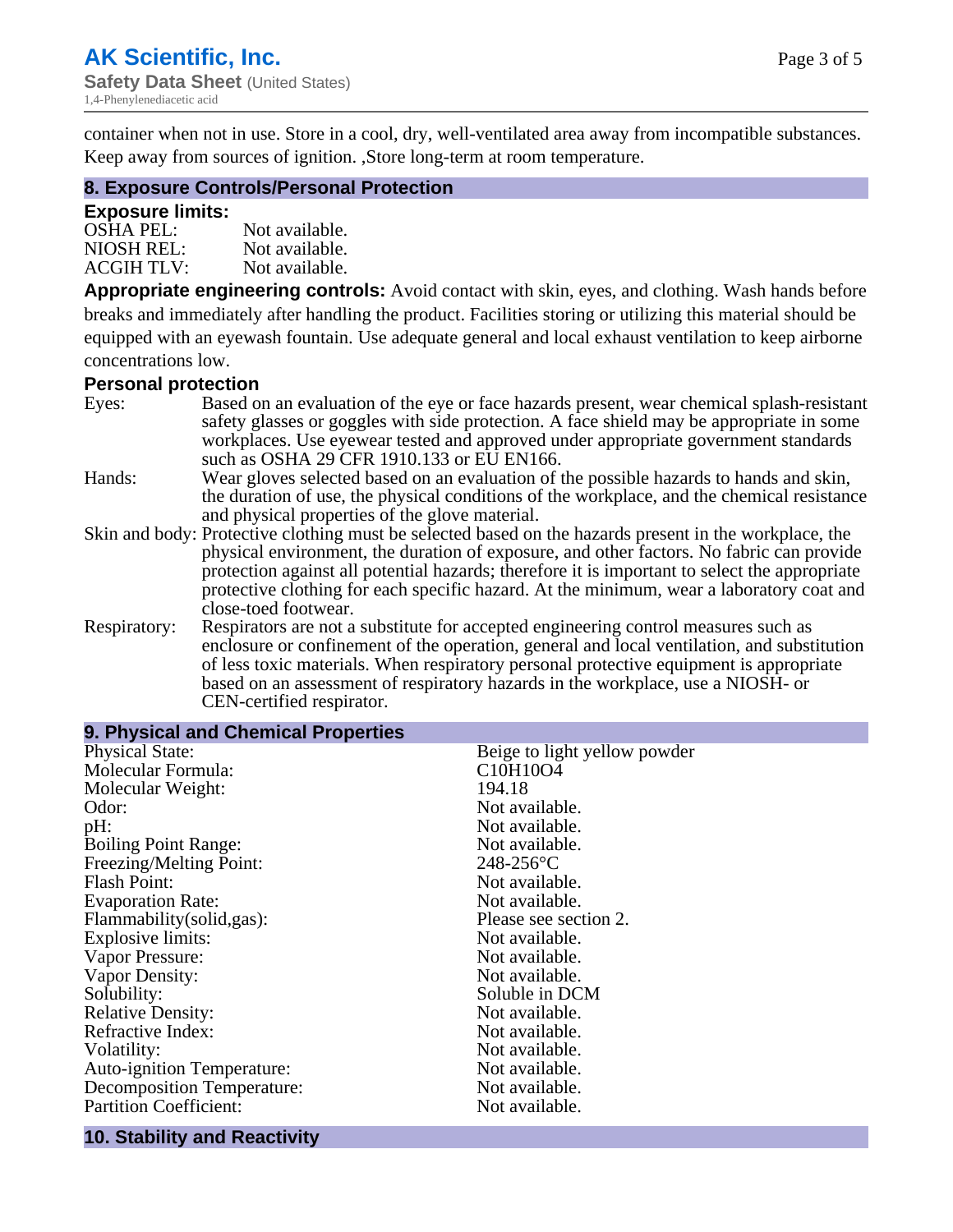container when not in use. Store in a cool, dry, well-ventilated area away from incompatible substances. Keep away from sources of ignition. ,Store long-term at room temperature.

## 8. Exposure Controls/Personal Protection

### Exposure limits:

| | |
|---|---|
| OSHA PEL: | Not available. |
| NIOSH REL: | Not available. |
| ACGIH TLV: | Not available. |

**Appropriate engineering controls:** Avoid contact with skin, eyes, and clothing. Wash hands before breaks and immediately after handling the product. Facilities storing or utilizing this material should be equipped with an eyewash fountain. Use adequate general and local exhaust ventilation to keep airborne concentrations low.

### Personal protection

| | |
|---|---|
| Eyes: | Based on an evaluation of the eye or face hazards present, wear chemical splash-resistant safety glasses or goggles with side protection. A face shield may be appropriate in some workplaces. Use eyewear tested and approved under appropriate government standards such as OSHA 29 CFR 1910.133 or EU EN166. |
| Hands: | Wear gloves selected based on an evaluation of the possible hazards to hands and skin, the duration of use, the physical conditions of the workplace, and the chemical resistance and physical properties of the glove material. |
| Skin and body: | Protective clothing must be selected based on the hazards present in the workplace, the physical environment, the duration of exposure, and other factors. No fabric can provide protection against all potential hazards; therefore it is important to select the appropriate protective clothing for each specific hazard. At the minimum, wear a laboratory coat and close-toed footwear. |
| Respiratory: | Respirators are not a substitute for accepted engineering control measures such as enclosure or confinement of the operation, general and local ventilation, and substitution of less toxic materials. When respiratory personal protective equipment is appropriate based on an assessment of respiratory hazards in the workplace, use a NIOSH- or CEN-certified respirator. |

## 9. Physical and Chemical Properties

| | |
|---|---|
| Physical State: | Beige to light yellow powder |
| Molecular Formula: | C10H10O4 |
| Molecular Weight: | 194.18 |
| Odor: | Not available. |
| pH: | Not available. |
| Boiling Point Range: | Not available. |
| Freezing/Melting Point: | 248-256°C |
| Flash Point: | Not available. |
| Evaporation Rate: | Not available. |
| Flammability(solid,gas): | Please see section 2. |
| Explosive limits: | Not available. |
| Vapor Pressure: | Not available. |
| Vapor Density: | Not available. |
| Solubility: | Soluble in DCM |
| Relative Density: | Not available. |
| Refractive Index: | Not available. |
| Volatility: | Not available. |
| Auto-ignition Temperature: | Not available. |
| Decomposition Temperature: | Not available. |
| Partition Coefficient: | Not available. |

## 10. Stability and Reactivity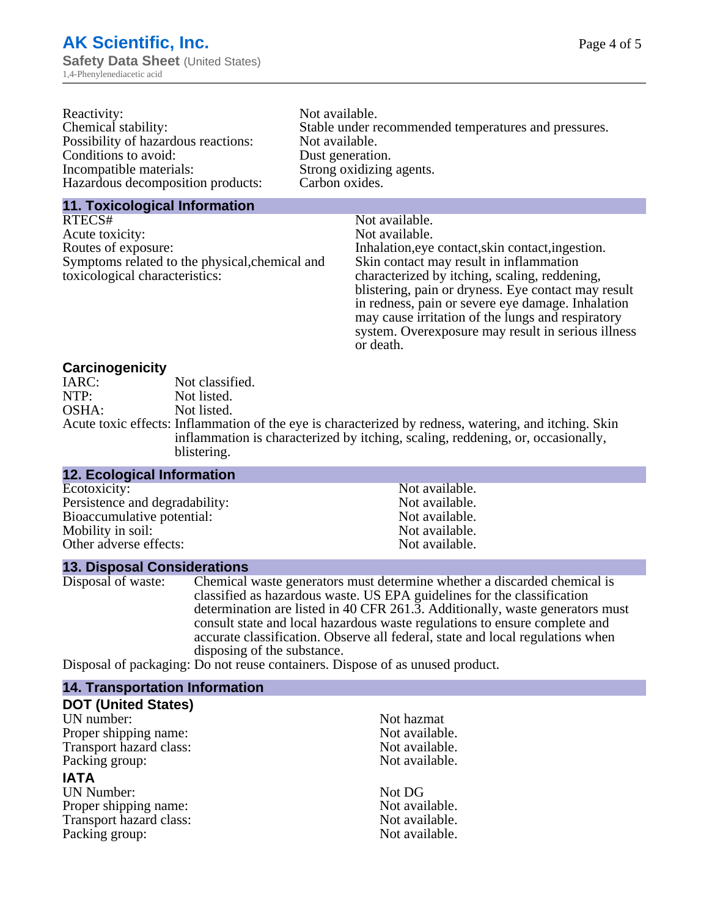| | |
|---|---|
| Reactivity: | Not available. |
| Chemical stability: | Stable under recommended temperatures and pressures. |
| Possibility of hazardous reactions: | Not available. |
| Conditions to avoid: | Dust generation. |
| Incompatible materials: | Strong oxidizing agents. |
| Hazardous decomposition products: | Carbon oxides. |

## 11. Toxicological Information

| | |
|---|---|
| RTECS# | Not available. |
| Acute toxicity: | Not available. |
| Routes of exposure: | Inhalation,eye contact,skin contact,ingestion. |
| Symptoms related to the physical,chemical and toxicological characteristics: | Skin contact may result in inflammation characterized by itching, scaling, reddening, blistering, pain or dryness. Eye contact may result in redness, pain or severe eye damage. Inhalation may cause irritation of the lungs and respiratory system. Overexposure may result in serious illness or death. |

### Carcinogenicity

| | |
|---|---|
| IARC: | Not classified. |
| NTP: | Not listed. |
| OSHA: | Not listed. |
| Acute toxic effects: | Inflammation of the eye is characterized by redness, watering, and itching. Skin inflammation is characterized by itching, scaling, reddening, or, occasionally, blistering. |

## 12. Ecological Information

| | |
|---|---|
| Ecotoxicity: | Not available. |
| Persistence and degradability: | Not available. |
| Bioaccumulative potential: | Not available. |
| Mobility in soil: | Not available. |
| Other adverse effects: | Not available. |

## 13. Disposal Considerations

| | |
|---|---|
| Disposal of waste: | Chemical waste generators must determine whether a discarded chemical is classified as hazardous waste. US EPA guidelines for the classification determination are listed in 40 CFR 261.3. Additionally, waste generators must consult state and local hazardous waste regulations to ensure complete and accurate classification. Observe all federal, state and local regulations when disposing of the substance. |
| Disposal of packaging: | Do not reuse containers. Dispose of as unused product. |

## 14. Transportation Information

### DOT (United States)

| | |
|---|---|
| UN number: | Not hazmat |
| Proper shipping name: | Not available. |
| Transport hazard class: | Not available. |
| Packing group: | Not available. |

### IATA

| | |
|---|---|
| UN Number: | Not DG |
| Proper shipping name: | Not available. |
| Transport hazard class: | Not available. |
| Packing group: | Not available. |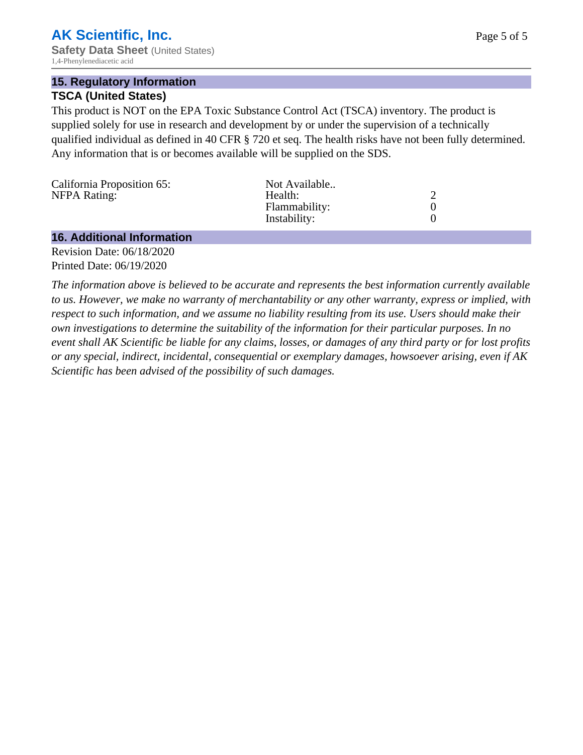## 15. Regulatory Information

### TSCA (United States)

This product is NOT on the EPA Toxic Substance Control Act (TSCA) inventory. The product is supplied solely for use in research and development by or under the supervision of a technically qualified individual as defined in 40 CFR § 720 et seq. The health risks have not been fully determined. Any information that is or becomes available will be supplied on the SDS.

| | | |
|---|---|---|
| California Proposition 65: | Not Available.. | |
| NFPA Rating: | Health: | 2 |
| | Flammability: | 0 |
| | Instability: | 0 |

## 16. Additional Information

Revision Date: 06/18/2020
Printed Date: 06/19/2020

*The information above is believed to be accurate and represents the best information currently available to us. However, we make no warranty of merchantability or any other warranty, express or implied, with respect to such information, and we assume no liability resulting from its use. Users should make their own investigations to determine the suitability of the information for their particular purposes. In no event shall AK Scientific be liable for any claims, losses, or damages of any third party or for lost profits or any special, indirect, incidental, consequential or exemplary damages, howsoever arising, even if AK Scientific has been advised of the possibility of such damages.*